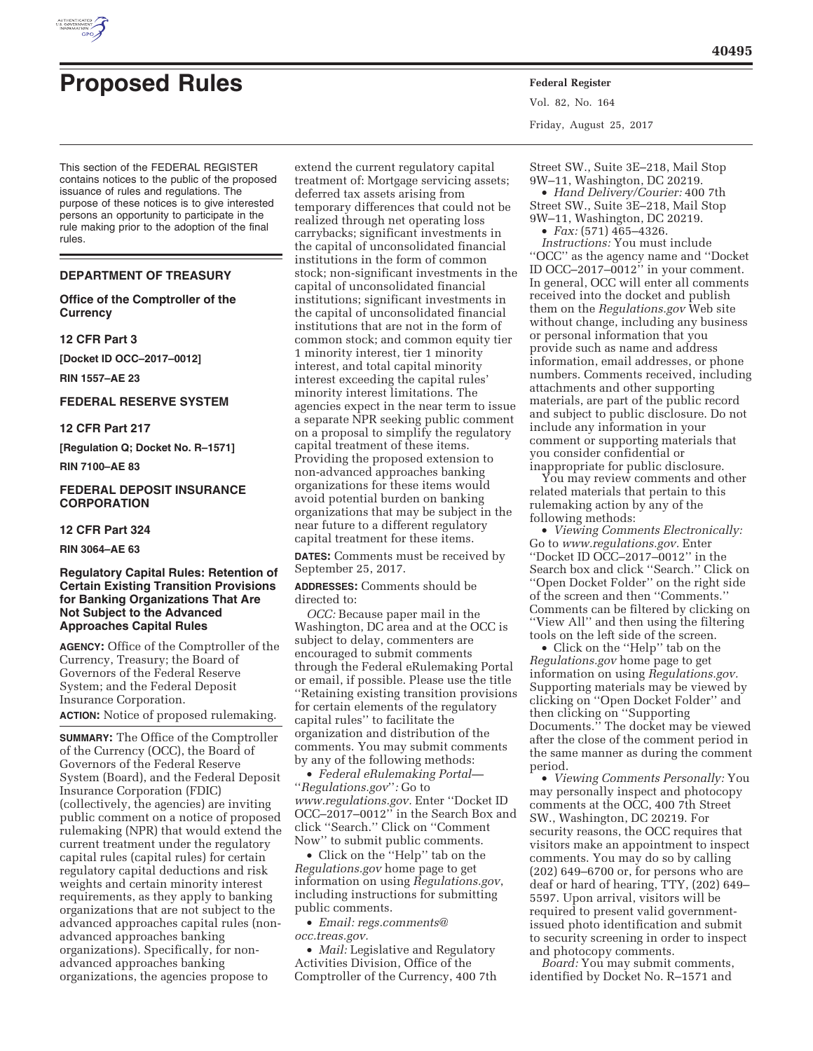# Proposed Rules

This section of the FEDERAL REGISTER contains notices to the public of the proposed issuance of rules and regulations. The purpose of these notices is to give interested persons an opportunity to participate in the rule making prior to the adoption of the final rules.

## DEPARTMENT OF TREASURY

### Office of the Comptroller of the Currency

### 12 CFR Part 3

**[Docket ID OCC–2017–0012]**

**RIN 1557–AE 23**

## FEDERAL RESERVE SYSTEM

### 12 CFR Part 217

**[Regulation Q; Docket No. R–1571]**

**RIN 7100–AE 83**

## FEDERAL DEPOSIT INSURANCE CORPORATION

### 12 CFR Part 324

**RIN 3064–AE 63**

### Regulatory Capital Rules: Retention of Certain Existing Transition Provisions for Banking Organizations That Are Not Subject to the Advanced Approaches Capital Rules

**AGENCY:** Office of the Comptroller of the Currency, Treasury; the Board of Governors of the Federal Reserve System; and the Federal Deposit Insurance Corporation.

**ACTION:** Notice of proposed rulemaking.

**SUMMARY:** The Office of the Comptroller of the Currency (OCC), the Board of Governors of the Federal Reserve System (Board), and the Federal Deposit Insurance Corporation (FDIC) (collectively, the agencies) are inviting public comment on a notice of proposed rulemaking (NPR) that would extend the current treatment under the regulatory capital rules (capital rules) for certain regulatory capital deductions and risk weights and certain minority interest requirements, as they apply to banking organizations that are not subject to the advanced approaches capital rules (non-advanced approaches banking organizations). Specifically, for non-advanced approaches banking organizations, the agencies propose to extend the current regulatory capital treatment of: Mortgage servicing assets; deferred tax assets arising from temporary differences that could not be realized through net operating loss carrybacks; significant investments in the capital of unconsolidated financial institutions in the form of common stock; non-significant investments in the capital of unconsolidated financial institutions; significant investments in the capital of unconsolidated financial institutions that are not in the form of common stock; and common equity tier 1 minority interest, tier 1 minority interest, and total capital minority interest exceeding the capital rules' minority interest limitations. The agencies expect in the near term to issue a separate NPR seeking public comment on a proposal to simplify the regulatory capital treatment of these items. Providing the proposed extension to non-advanced approaches banking organizations for these items would avoid potential burden on banking organizations that may be subject in the near future to a different regulatory capital treatment for these items.

**DATES:** Comments must be received by September 25, 2017.

**ADDRESSES:** Comments should be directed to:

*OCC:* Because paper mail in the Washington, DC area and at the OCC is subject to delay, commenters are encouraged to submit comments through the Federal eRulemaking Portal or email, if possible. Please use the title ''Retaining existing transition provisions for certain elements of the regulatory capital rules'' to facilitate the organization and distribution of the comments. You may submit comments by any of the following methods:

- *Federal eRulemaking Portal— ''Regulations.gov'':* Go to *www.regulations.gov.* Enter ''Docket ID OCC–2017–0012'' in the Search Box and click ''Search.'' Click on ''Comment Now'' to submit public comments.
- Click on the ''Help'' tab on the *Regulations.gov* home page to get information on using *Regulations.gov*, including instructions for submitting public comments.
- *Email: regs.comments@occ.treas.gov*.
- *Mail:* Legislative and Regulatory Activities Division, Office of the Comptroller of the Currency, 400 7th Street SW., Suite 3E–218, Mail Stop 9W–11, Washington, DC 20219.
- *Hand Delivery/Courier:* 400 7th Street SW., Suite 3E–218, Mail Stop 9W–11, Washington, DC 20219.
- *Fax:* (571) 465–4326.

*Instructions:* You must include ''OCC'' as the agency name and ''Docket ID OCC–2017–0012'' in your comment. In general, OCC will enter all comments received into the docket and publish them on the *Regulations.gov* Web site without change, including any business or personal information that you provide such as name and address information, email addresses, or phone numbers. Comments received, including attachments and other supporting materials, are part of the public record and subject to public disclosure. Do not include any information in your comment or supporting materials that you consider confidential or inappropriate for public disclosure.

You may review comments and other related materials that pertain to this rulemaking action by any of the following methods:

- *Viewing Comments Electronically:* Go to *www.regulations.gov.* Enter ''Docket ID OCC–2017–0012'' in the Search box and click ''Search.'' Click on ''Open Docket Folder'' on the right side of the screen and then ''Comments.'' Comments can be filtered by clicking on ''View All'' and then using the filtering tools on the left side of the screen.
- Click on the ''Help'' tab on the *Regulations.gov* home page to get information on using *Regulations.gov.* Supporting materials may be viewed by clicking on ''Open Docket Folder'' and then clicking on ''Supporting Documents.'' The docket may be viewed after the close of the comment period in the same manner as during the comment period.
- *Viewing Comments Personally:* You may personally inspect and photocopy comments at the OCC, 400 7th Street SW., Washington, DC 20219. For security reasons, the OCC requires that visitors make an appointment to inspect comments. You may do so by calling (202) 649–6700 or, for persons who are deaf or hard of hearing, TTY, (202) 649–5597. Upon arrival, visitors will be required to present valid government-issued photo identification and submit to security screening in order to inspect and photocopy comments.

*Board:* You may submit comments, identified by Docket No. R–1571 and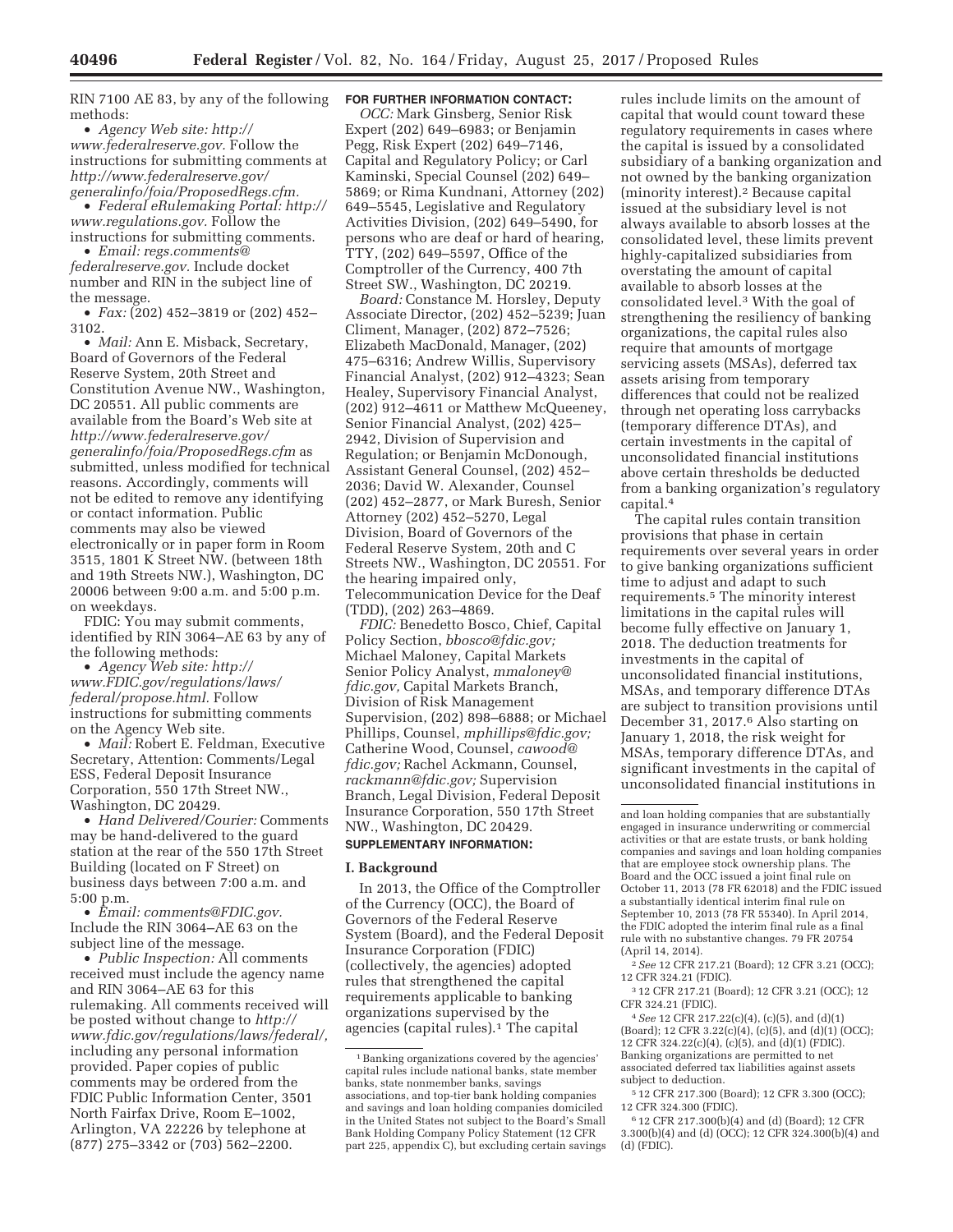RIN 7100 AE 83, by any of the following methods:

- *Agency Web site: http://www.federalreserve.gov.* Follow the instructions for submitting comments at *http://www.federalreserve.gov/generalinfo/foia/ProposedRegs.cfm.*
- *Federal eRulemaking Portal: http://www.regulations.gov.* Follow the instructions for submitting comments.
- *Email: regs.comments@federalreserve.gov.* Include docket number and RIN in the subject line of the message.
- *Fax:* (202) 452–3819 or (202) 452–3102.
- *Mail:* Ann E. Misback, Secretary, Board of Governors of the Federal Reserve System, 20th Street and Constitution Avenue NW., Washington, DC 20551. All public comments are available from the Board's Web site at *http://www.federalreserve.gov/generalinfo/foia/ProposedRegs.cfm* as submitted, unless modified for technical reasons. Accordingly, comments will not be edited to remove any identifying or contact information. Public comments may also be viewed electronically or in paper form in Room 3515, 1801 K Street NW. (between 18th and 19th Streets NW.), Washington, DC 20006 between 9:00 a.m. and 5:00 p.m. on weekdays.

FDIC: You may submit comments, identified by RIN 3064–AE 63 by any of the following methods:

- *Agency Web site: http://www.FDIC.gov/regulations/laws/federal/propose.html.* Follow instructions for submitting comments on the Agency Web site.
- *Mail:* Robert E. Feldman, Executive Secretary, Attention: Comments/Legal ESS, Federal Deposit Insurance Corporation, 550 17th Street NW., Washington, DC 20429.
- *Hand Delivered/Courier:* Comments may be hand-delivered to the guard station at the rear of the 550 17th Street Building (located on F Street) on business days between 7:00 a.m. and 5:00 p.m.
- *Email: comments@FDIC.gov.* Include the RIN 3064–AE 63 on the subject line of the message.
- *Public Inspection:* All comments received must include the agency name and RIN 3064–AE 63 for this rulemaking. All comments received will be posted without change to *http://www.fdic.gov/regulations/laws/federal/,* including any personal information provided. Paper copies of public comments may be ordered from the FDIC Public Information Center, 3501 North Fairfax Drive, Room E–1002, Arlington, VA 22226 by telephone at (877) 275–3342 or (703) 562–2200.

**FOR FURTHER INFORMATION CONTACT:**

*OCC:* Mark Ginsberg, Senior Risk Expert (202) 649–6983; or Benjamin Pegg, Risk Expert (202) 649–7146, Capital and Regulatory Policy; or Carl Kaminski, Special Counsel (202) 649–5869; or Rima Kundnani, Attorney (202) 649–5545, Legislative and Regulatory Activities Division, (202) 649–5490, for persons who are deaf or hard of hearing, TTY, (202) 649–5597, Office of the Comptroller of the Currency, 400 7th Street SW., Washington, DC 20219.

*Board:* Constance M. Horsley, Deputy Associate Director, (202) 452–5239; Juan Climent, Manager, (202) 872–7526; Elizabeth MacDonald, Manager, (202) 475–6316; Andrew Willis, Supervisory Financial Analyst, (202) 912–4323; Sean Healey, Supervisory Financial Analyst, (202) 912–4611 or Matthew McQueeney, Senior Financial Analyst, (202) 425–2942, Division of Supervision and Regulation; or Benjamin McDonough, Assistant General Counsel, (202) 452–2036; David W. Alexander, Counsel (202) 452–2877, or Mark Buresh, Senior Attorney (202) 452–5270, Legal Division, Board of Governors of the Federal Reserve System, 20th and C Streets NW., Washington, DC 20551. For the hearing impaired only, Telecommunication Device for the Deaf (TDD), (202) 263–4869.

*FDIC:* Benedetto Bosco, Chief, Capital Policy Section, *bbosco@fdic.gov;* Michael Maloney, Capital Markets Senior Policy Analyst, *mmaloney@fdic.gov,* Capital Markets Branch, Division of Risk Management Supervision, (202) 898–6888; or Michael Phillips, Counsel, *mphillips@fdic.gov;* Catherine Wood, Counsel, *cawood@fdic.gov;* Rachel Ackmann, Counsel, *rackmann@fdic.gov;* Supervision Branch, Legal Division, Federal Deposit Insurance Corporation, 550 17th Street NW., Washington, DC 20429.

**SUPPLEMENTARY INFORMATION:**

## I. Background

In 2013, the Office of the Comptroller of the Currency (OCC), the Board of Governors of the Federal Reserve System (Board), and the Federal Deposit Insurance Corporation (FDIC) (collectively, the agencies) adopted rules that strengthened the capital requirements applicable to banking organizations supervised by the agencies (capital rules).[1] The capital rules include limits on the amount of capital that would count toward these regulatory requirements in cases where the capital is issued by a consolidated subsidiary of a banking organization and not owned by the banking organization (minority interest).[2] Because capital issued at the subsidiary level is not always available to absorb losses at the consolidated level, these limits prevent highly-capitalized subsidiaries from overstating the amount of capital available to absorb losses at the consolidated level.[3] With the goal of strengthening the resiliency of banking organizations, the capital rules also require that amounts of mortgage servicing assets (MSAs), deferred tax assets arising from temporary differences that could not be realized through net operating loss carrybacks (temporary difference DTAs), and certain investments in the capital of unconsolidated financial institutions above certain thresholds be deducted from a banking organization's regulatory capital.[4]

The capital rules contain transition provisions that phase in certain requirements over several years in order to give banking organizations sufficient time to adjust and adapt to such requirements.[5] The minority interest limitations in the capital rules will become fully effective on January 1, 2018. The deduction treatments for investments in the capital of unconsolidated financial institutions, MSAs, and temporary difference DTAs are subject to transition provisions until December 31, 2017.[6] Also starting on January 1, 2018, the risk weight for MSAs, temporary difference DTAs, and significant investments in the capital of unconsolidated financial institutions in

---

[1] Banking organizations covered by the agencies' capital rules include national banks, state member banks, state nonmember banks, savings associations, and top-tier bank holding companies and savings and loan holding companies domiciled in the United States not subject to the Board's Small Bank Holding Company Policy Statement (12 CFR part 225, appendix C), but excluding certain savings and loan holding companies that are substantially engaged in insurance underwriting or commercial activities or that are estate trusts, or bank holding companies and savings and loan holding companies that are employee stock ownership plans. The Board and the OCC issued a joint final rule on October 11, 2013 (78 FR 62018) and the FDIC issued a substantially identical interim final rule on September 10, 2013 (78 FR 55340). In April 2014, the FDIC adopted the interim final rule as a final rule with no substantive changes. 79 FR 20754 (April 14, 2014).

[2] *See* 12 CFR 217.21 (Board); 12 CFR 3.21 (OCC); 12 CFR 324.21 (FDIC).

[3] 12 CFR 217.21 (Board); 12 CFR 3.21 (OCC); 12 CFR 324.21 (FDIC).

[4] *See* 12 CFR 217.22(c)(4), (c)(5), and (d)(1) (Board); 12 CFR 3.22(c)(4), (c)(5), and (d)(1) (OCC); 12 CFR 324.22(c)(4), (c)(5), and (d)(1) (FDIC). Banking organizations are permitted to net associated deferred tax liabilities against assets subject to deduction.

[5] 12 CFR 217.300 (Board); 12 CFR 3.300 (OCC); 12 CFR 324.300 (FDIC).

[6] 12 CFR 217.300(b)(4) and (d) (Board); 12 CFR 3.300(b)(4) and (d) (OCC); 12 CFR 324.300(b)(4) and (d) (FDIC).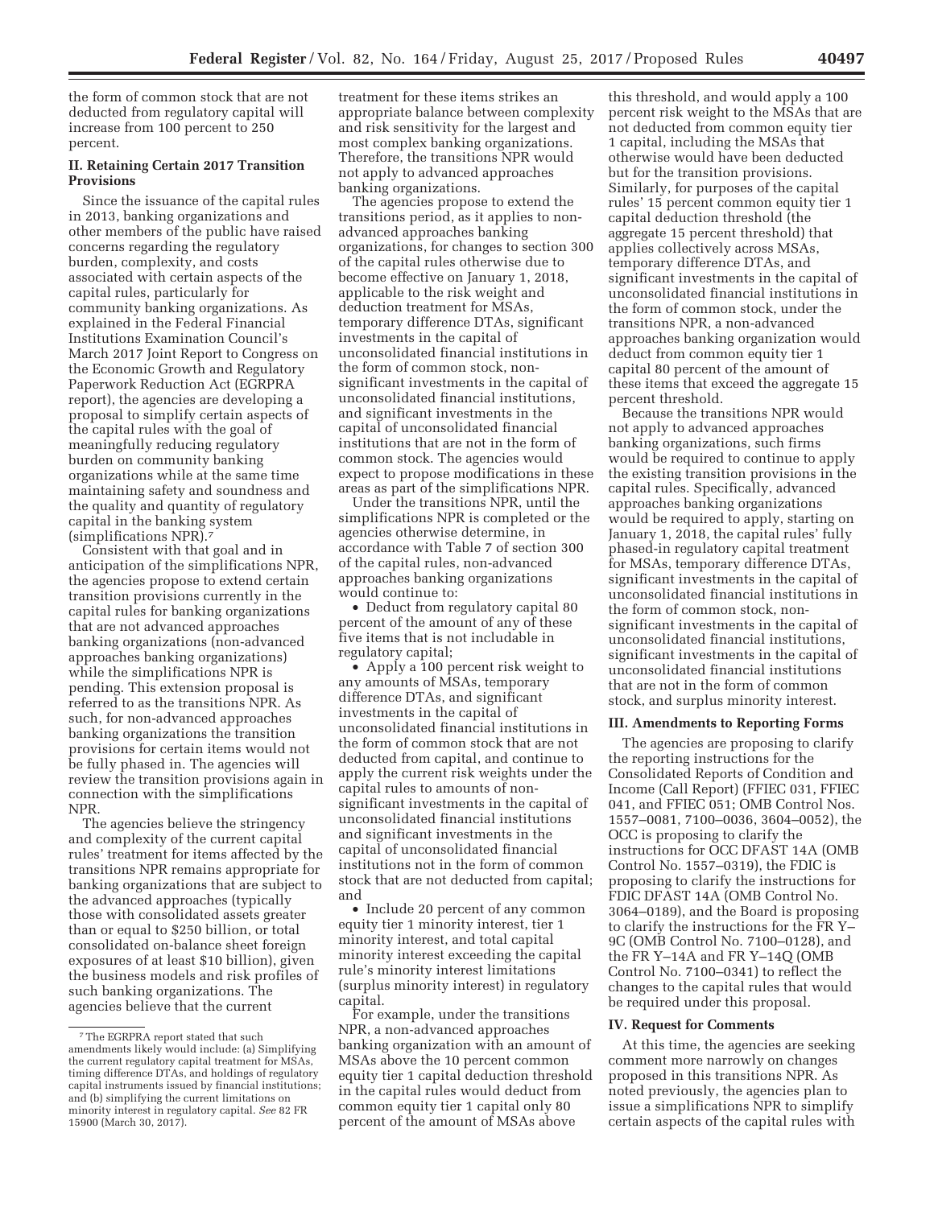the form of common stock that are not deducted from regulatory capital will increase from 100 percent to 250 percent.

## II. Retaining Certain 2017 Transition Provisions

Since the issuance of the capital rules in 2013, banking organizations and other members of the public have raised concerns regarding the regulatory burden, complexity, and costs associated with certain aspects of the capital rules, particularly for community banking organizations. As explained in the Federal Financial Institutions Examination Council's March 2017 Joint Report to Congress on the Economic Growth and Regulatory Paperwork Reduction Act (EGRPRA report), the agencies are developing a proposal to simplify certain aspects of the capital rules with the goal of meaningfully reducing regulatory burden on community banking organizations while at the same time maintaining safety and soundness and the quality and quantity of regulatory capital in the banking system (simplifications NPR).[7]

Consistent with that goal and in anticipation of the simplifications NPR, the agencies propose to extend certain transition provisions currently in the capital rules for banking organizations that are not advanced approaches banking organizations (non-advanced approaches banking organizations) while the simplifications NPR is pending. This extension proposal is referred to as the transitions NPR. As such, for non-advanced approaches banking organizations the transition provisions for certain items would not be fully phased in. The agencies will review the transition provisions again in connection with the simplifications NPR.

The agencies believe the stringency and complexity of the current capital rules' treatment for items affected by the transitions NPR remains appropriate for banking organizations that are subject to the advanced approaches (typically those with consolidated assets greater than or equal to $250 billion, or total consolidated on-balance sheet foreign exposures of at least $10 billion), given the business models and risk profiles of such banking organizations. The agencies believe that the current treatment for these items strikes an appropriate balance between complexity and risk sensitivity for the largest and most complex banking organizations. Therefore, the transitions NPR would not apply to advanced approaches banking organizations.

The agencies propose to extend the transitions period, as it applies to non-advanced approaches banking organizations, for changes to section 300 of the capital rules otherwise due to become effective on January 1, 2018, applicable to the risk weight and deduction treatment for MSAs, temporary difference DTAs, significant investments in the capital of unconsolidated financial institutions in the form of common stock, non-significant investments in the capital of unconsolidated financial institutions, and significant investments in the capital of unconsolidated financial institutions that are not in the form of common stock. The agencies would expect to propose modifications in these areas as part of the simplifications NPR.

Under the transitions NPR, until the simplifications NPR is completed or the agencies otherwise determine, in accordance with Table 7 of section 300 of the capital rules, non-advanced approaches banking organizations would continue to:

- Deduct from regulatory capital 80 percent of the amount of any of these five items that is not includable in regulatory capital;
- Apply a 100 percent risk weight to any amounts of MSAs, temporary difference DTAs, and significant investments in the capital of unconsolidated financial institutions in the form of common stock that are not deducted from capital, and continue to apply the current risk weights under the capital rules to amounts of non-significant investments in the capital of unconsolidated financial institutions and significant investments in the capital of unconsolidated financial institutions not in the form of common stock that are not deducted from capital; and
- Include 20 percent of any common equity tier 1 minority interest, tier 1 minority interest, and total capital minority interest exceeding the capital rule's minority interest limitations (surplus minority interest) in regulatory capital.

For example, under the transitions NPR, a non-advanced approaches banking organization with an amount of MSAs above the 10 percent common equity tier 1 capital deduction threshold in the capital rules would deduct from common equity tier 1 capital only 80 percent of the amount of MSAs above this threshold, and would apply a 100 percent risk weight to the MSAs that are not deducted from common equity tier 1 capital, including the MSAs that otherwise would have been deducted but for the transition provisions. Similarly, for purposes of the capital rules' 15 percent common equity tier 1 capital deduction threshold (the aggregate 15 percent threshold) that applies collectively across MSAs, temporary difference DTAs, and significant investments in the capital of unconsolidated financial institutions in the form of common stock, under the transitions NPR, a non-advanced approaches banking organization would deduct from common equity tier 1 capital 80 percent of the amount of these items that exceed the aggregate 15 percent threshold.

Because the transitions NPR would not apply to advanced approaches banking organizations, such firms would be required to continue to apply the existing transition provisions in the capital rules. Specifically, advanced approaches banking organizations would be required to apply, starting on January 1, 2018, the capital rules' fully phased-in regulatory capital treatment for MSAs, temporary difference DTAs, significant investments in the capital of unconsolidated financial institutions in the form of common stock, non-significant investments in the capital of unconsolidated financial institutions, significant investments in the capital of unconsolidated financial institutions that are not in the form of common stock, and surplus minority interest.

## III. Amendments to Reporting Forms

The agencies are proposing to clarify the reporting instructions for the Consolidated Reports of Condition and Income (Call Report) (FFIEC 031, FFIEC 041, and FFIEC 051; OMB Control Nos. 1557–0081, 7100–0036, 3604–0052), the OCC is proposing to clarify the instructions for OCC DFAST 14A (OMB Control No. 1557–0319), the FDIC is proposing to clarify the instructions for FDIC DFAST 14A (OMB Control No. 3064–0189), and the Board is proposing to clarify the instructions for the FR Y–9C (OMB Control No. 7100–0128), and the FR Y–14A and FR Y–14Q (OMB Control No. 7100–0341) to reflect the changes to the capital rules that would be required under this proposal.

## IV. Request for Comments

At this time, the agencies are seeking comment more narrowly on changes proposed in this transitions NPR. As noted previously, the agencies plan to issue a simplifications NPR to simplify certain aspects of the capital rules with

---

[7] The EGRPRA report stated that such amendments likely would include: (a) Simplifying the current regulatory capital treatment for MSAs, timing difference DTAs, and holdings of regulatory capital instruments issued by financial institutions; and (b) simplifying the current limitations on minority interest in regulatory capital. *See* 82 FR 15900 (March 30, 2017).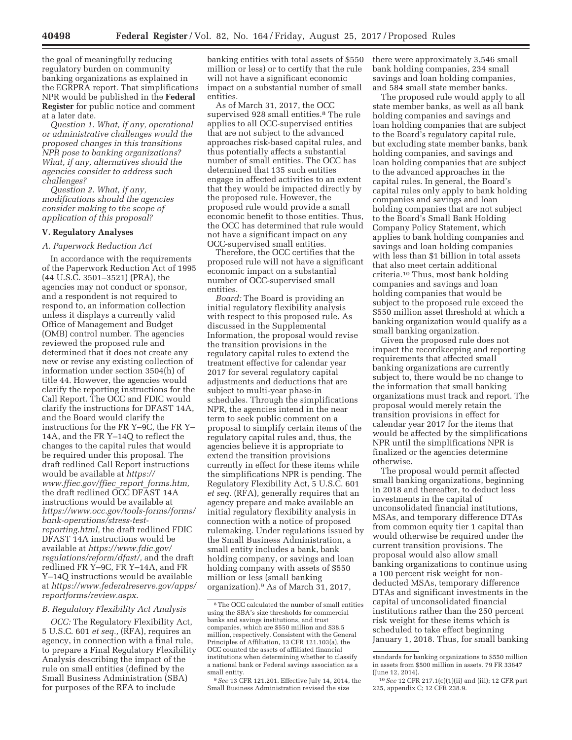the goal of meaningfully reducing regulatory burden on community banking organizations as explained in the EGRPRA report. That simplifications NPR would be published in the **Federal Register** for public notice and comment at a later date.

*Question 1. What, if any, operational or administrative challenges would the proposed changes in this transitions NPR pose to banking organizations? What, if any, alternatives should the agencies consider to address such challenges?*

*Question 2. What, if any, modifications should the agencies consider making to the scope of application of this proposal?*

## V. Regulatory Analyses

### A. Paperwork Reduction Act

In accordance with the requirements of the Paperwork Reduction Act of 1995 (44 U.S.C. 3501–3521) (PRA), the agencies may not conduct or sponsor, and a respondent is not required to respond to, an information collection unless it displays a currently valid Office of Management and Budget (OMB) control number. The agencies reviewed the proposed rule and determined that it does not create any new or revise any existing collection of information under section 3504(h) of title 44. However, the agencies would clarify the reporting instructions for the Call Report. The OCC and FDIC would clarify the instructions for DFAST 14A, and the Board would clarify the instructions for the FR Y–9C, the FR Y–14A, and the FR Y–14Q to reflect the changes to the capital rules that would be required under this proposal. The draft redlined Call Report instructions would be available at *https://www.ffiec.gov/ffiec_report_forms.htm,* the draft redlined OCC DFAST 14A instructions would be available at *https://www.occ.gov/tools-forms/forms/bank-operations/stress-test-reporting.html,* the draft redlined FDIC DFAST 14A instructions would be available at *https://www.fdic.gov/regulations/reform/dfast/,* and the draft redlined FR Y–9C, FR Y–14A, and FR Y–14Q instructions would be available at *https://www.federalreserve.gov/apps/reportforms/review.aspx.*

### B. Regulatory Flexibility Act Analysis

*OCC:* The Regulatory Flexibility Act, 5 U.S.C. 601 *et seq.,* (RFA), requires an agency, in connection with a final rule, to prepare a Final Regulatory Flexibility Analysis describing the impact of the rule on small entities (defined by the Small Business Administration (SBA) for purposes of the RFA to include banking entities with total assets of $550 million or less) or to certify that the rule will not have a significant economic impact on a substantial number of small entities.

As of March 31, 2017, the OCC supervised 928 small entities.[8] The rule applies to all OCC-supervised entities that are not subject to the advanced approaches risk-based capital rules, and thus potentially affects a substantial number of small entities. The OCC has determined that 135 such entities engage in affected activities to an extent that they would be impacted directly by the proposed rule. However, the proposed rule would provide a small economic benefit to those entities. Thus, the OCC has determined that rule would not have a significant impact on any OCC-supervised small entities.

Therefore, the OCC certifies that the proposed rule will not have a significant economic impact on a substantial number of OCC-supervised small entities.

*Board:* The Board is providing an initial regulatory flexibility analysis with respect to this proposed rule. As discussed in the Supplemental Information, the proposal would revise the transition provisions in the regulatory capital rules to extend the treatment effective for calendar year 2017 for several regulatory capital adjustments and deductions that are subject to multi-year phase-in schedules. Through the simplifications NPR, the agencies intend in the near term to seek public comment on a proposal to simplify certain items of the regulatory capital rules and, thus, the agencies believe it is appropriate to extend the transition provisions currently in effect for these items while the simplifications NPR is pending. The Regulatory Flexibility Act, 5 U.S.C. 601 *et seq.* (RFA), generally requires that an agency prepare and make available an initial regulatory flexibility analysis in connection with a notice of proposed rulemaking. Under regulations issued by the Small Business Administration, a small entity includes a bank, bank holding company, or savings and loan holding company with assets of $550 million or less (small banking organization).[9] As of March 31, 2017, there were approximately 3,546 small bank holding companies, 234 small savings and loan holding companies, and 584 small state member banks.

The proposed rule would apply to all state member banks, as well as all bank holding companies and savings and loan holding companies that are subject to the Board's regulatory capital rule, but excluding state member banks, bank holding companies, and savings and loan holding companies that are subject to the advanced approaches in the capital rules. In general, the Board's capital rules only apply to bank holding companies and savings and loan holding companies that are not subject to the Board's Small Bank Holding Company Policy Statement, which applies to bank holding companies and savings and loan holding companies with less than $1 billion in total assets that also meet certain additional criteria.[10] Thus, most bank holding companies and savings and loan holding companies that would be subject to the proposed rule exceed the $550 million asset threshold at which a banking organization would qualify as a small banking organization.

Given the proposed rule does not impact the recordkeeping and reporting requirements that affected small banking organizations are currently subject to, there would be no change to the information that small banking organizations must track and report. The proposal would merely retain the transition provisions in effect for calendar year 2017 for the items that would be affected by the simplifications NPR until the simplifications NPR is finalized or the agencies determine otherwise.

The proposal would permit affected small banking organizations, beginning in 2018 and thereafter, to deduct less investments in the capital of unconsolidated financial institutions, MSAs, and temporary difference DTAs from common equity tier 1 capital than would otherwise be required under the current transition provisions. The proposal would also allow small banking organizations to continue using a 100 percent risk weight for non-deducted MSAs, temporary difference DTAs and significant investments in the capital of unconsolidated financial institutions rather than the 250 percent risk weight for these items which is scheduled to take effect beginning January 1, 2018. Thus, for small banking

---

[8] The OCC calculated the number of small entities using the SBA's size thresholds for commercial banks and savings institutions, and trust companies, which are $550 million and $38.5 million, respectively. Consistent with the General Principles of Affiliation, 13 CFR 121.103(a), the OCC counted the assets of affiliated financial institutions when determining whether to classify a national bank or Federal savings association as a small entity.

[9] *See* 13 CFR 121.201. Effective July 14, 2014, the Small Business Administration revised the size standards for banking organizations to $550 million in assets from $500 million in assets. 79 FR 33647 (June 12, 2014).

[10] *See* 12 CFR 217.1(c)(1)(ii) and (iii); 12 CFR part 225, appendix C; 12 CFR 238.9.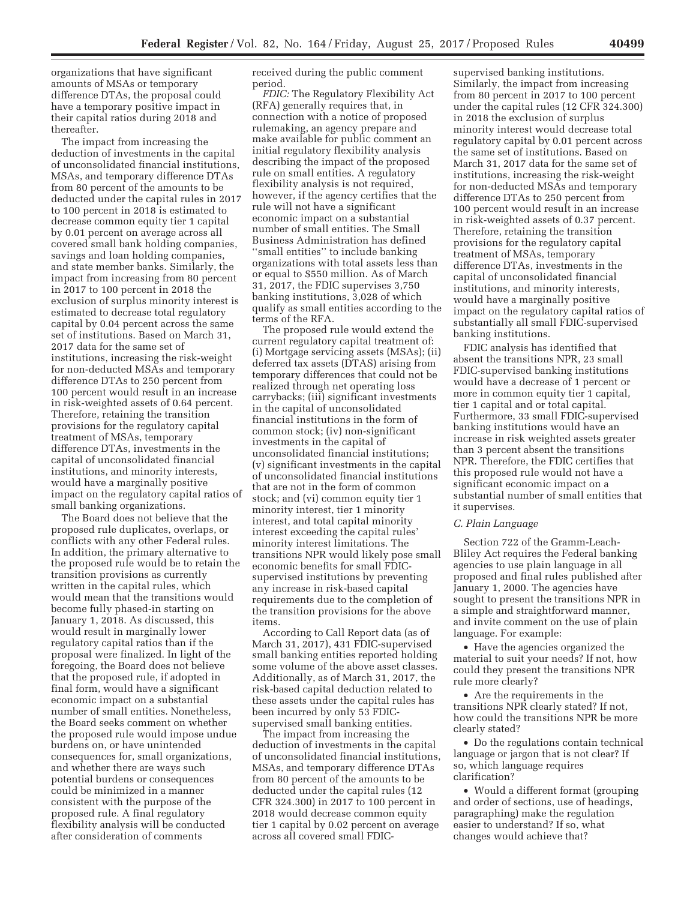organizations that have significant amounts of MSAs or temporary difference DTAs, the proposal could have a temporary positive impact in their capital ratios during 2018 and thereafter.

The impact from increasing the deduction of investments in the capital of unconsolidated financial institutions, MSAs, and temporary difference DTAs from 80 percent of the amounts to be deducted under the capital rules in 2017 to 100 percent in 2018 is estimated to decrease common equity tier 1 capital by 0.01 percent on average across all covered small bank holding companies, savings and loan holding companies, and state member banks. Similarly, the impact from increasing from 80 percent in 2017 to 100 percent in 2018 the exclusion of surplus minority interest is estimated to decrease total regulatory capital by 0.04 percent across the same set of institutions. Based on March 31, 2017 data for the same set of institutions, increasing the risk-weight for non-deducted MSAs and temporary difference DTAs to 250 percent from 100 percent would result in an increase in risk-weighted assets of 0.64 percent. Therefore, retaining the transition provisions for the regulatory capital treatment of MSAs, temporary difference DTAs, investments in the capital of unconsolidated financial institutions, and minority interests, would have a marginally positive impact on the regulatory capital ratios of small banking organizations.

The Board does not believe that the proposed rule duplicates, overlaps, or conflicts with any other Federal rules. In addition, the primary alternative to the proposed rule would be to retain the transition provisions as currently written in the capital rules, which would mean that the transitions would become fully phased-in starting on January 1, 2018. As discussed, this would result in marginally lower regulatory capital ratios than if the proposal were finalized. In light of the foregoing, the Board does not believe that the proposed rule, if adopted in final form, would have a significant economic impact on a substantial number of small entities. Nonetheless, the Board seeks comment on whether the proposed rule would impose undue burdens on, or have unintended consequences for, small organizations, and whether there are ways such potential burdens or consequences could be minimized in a manner consistent with the purpose of the proposed rule. A final regulatory flexibility analysis will be conducted after consideration of comments received during the public comment period.

*FDIC:* The Regulatory Flexibility Act (RFA) generally requires that, in connection with a notice of proposed rulemaking, an agency prepare and make available for public comment an initial regulatory flexibility analysis describing the impact of the proposed rule on small entities. A regulatory flexibility analysis is not required, however, if the agency certifies that the rule will not have a significant economic impact on a substantial number of small entities. The Small Business Administration has defined "small entities" to include banking organizations with total assets less than or equal to $550 million. As of March 31, 2017, the FDIC supervises 3,750 banking institutions, 3,028 of which qualify as small entities according to the terms of the RFA.

The proposed rule would extend the current regulatory capital treatment of: (i) Mortgage servicing assets (MSAs); (ii) deferred tax assets (DTAS) arising from temporary differences that could not be realized through net operating loss carrybacks; (iii) significant investments in the capital of unconsolidated financial institutions in the form of common stock; (iv) non-significant investments in the capital of unconsolidated financial institutions; (v) significant investments in the capital of unconsolidated financial institutions that are not in the form of common stock; and (vi) common equity tier 1 minority interest, tier 1 minority interest, and total capital minority interest exceeding the capital rules' minority interest limitations. The transitions NPR would likely pose small economic benefits for small FDIC-supervised institutions by preventing any increase in risk-based capital requirements due to the completion of the transition provisions for the above items.

According to Call Report data (as of March 31, 2017), 431 FDIC-supervised small banking entities reported holding some volume of the above asset classes. Additionally, as of March 31, 2017, the risk-based capital deduction related to these assets under the capital rules has been incurred by only 53 FDIC-supervised small banking entities.

The impact from increasing the deduction of investments in the capital of unconsolidated financial institutions, MSAs, and temporary difference DTAs from 80 percent of the amounts to be deducted under the capital rules (12 CFR 324.300) in 2017 to 100 percent in 2018 would decrease common equity tier 1 capital by 0.02 percent on average across all covered small FDIC-supervised banking institutions. Similarly, the impact from increasing from 80 percent in 2017 to 100 percent under the capital rules (12 CFR 324.300) in 2018 the exclusion of surplus minority interest would decrease total regulatory capital by 0.01 percent across the same set of institutions. Based on March 31, 2017 data for the same set of institutions, increasing the risk-weight for non-deducted MSAs and temporary difference DTAs to 250 percent from 100 percent would result in an increase in risk-weighted assets of 0.37 percent. Therefore, retaining the transition provisions for the regulatory capital treatment of MSAs, temporary difference DTAs, investments in the capital of unconsolidated financial institutions, and minority interests, would have a marginally positive impact on the regulatory capital ratios of substantially all small FDIC-supervised banking institutions.

FDIC analysis has identified that absent the transitions NPR, 23 small FDIC-supervised banking institutions would have a decrease of 1 percent or more in common equity tier 1 capital, tier 1 capital and or total capital. Furthermore, 33 small FDIC-supervised banking institutions would have an increase in risk weighted assets greater than 3 percent absent the transitions NPR. Therefore, the FDIC certifies that this proposed rule would not have a significant economic impact on a substantial number of small entities that it supervises.

### *C. Plain Language*

Section 722 of the Gramm-Leach-Bliley Act requires the Federal banking agencies to use plain language in all proposed and final rules published after January 1, 2000. The agencies have sought to present the transitions NPR in a simple and straightforward manner, and invite comment on the use of plain language. For example:

- Have the agencies organized the material to suit your needs? If not, how could they present the transitions NPR rule more clearly?
- Are the requirements in the transitions NPR clearly stated? If not, how could the transitions NPR be more clearly stated?
- Do the regulations contain technical language or jargon that is not clear? If so, which language requires clarification?
- Would a different format (grouping and order of sections, use of headings, paragraphing) make the regulation easier to understand? If so, what changes would achieve that?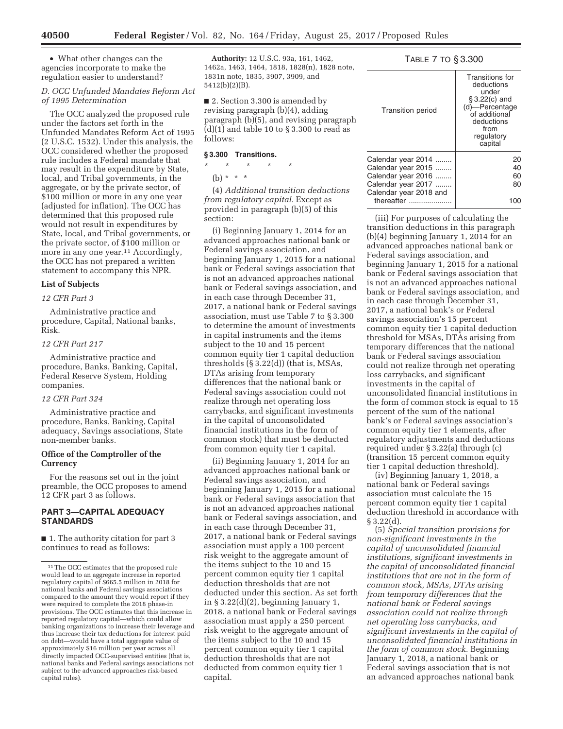• What other changes can the agencies incorporate to make the regulation easier to understand?

### D. OCC Unfunded Mandates Reform Act of 1995 Determination

The OCC analyzed the proposed rule under the factors set forth in the Unfunded Mandates Reform Act of 1995 (2 U.S.C. 1532). Under this analysis, the OCC considered whether the proposed rule includes a Federal mandate that may result in the expenditure by State, local, and Tribal governments, in the aggregate, or by the private sector, of $100 million or more in any one year (adjusted for inflation). The OCC has determined that this proposed rule would not result in expenditures by State, local, and Tribal governments, or the private sector, of $100 million or more in any one year.[11] Accordingly, the OCC has not prepared a written statement to accompany this NPR.

### List of Subjects

*12 CFR Part 3*

Administrative practice and procedure, Capital, National banks, Risk.

*12 CFR Part 217*

Administrative practice and procedure, Banks, Banking, Capital, Federal Reserve System, Holding companies.

*12 CFR Part 324*

Administrative practice and procedure, Banks, Banking, Capital adequacy, Savings associations, State non-member banks.

### Office of the Comptroller of the Currency

For the reasons set out in the joint preamble, the OCC proposes to amend 12 CFR part 3 as follows.

## PART 3—CAPITAL ADEQUACY STANDARDS

■ 1. The authority citation for part 3 continues to read as follows:

**Authority:** 12 U.S.C. 93a, 161, 1462, 1462a, 1463, 1464, 1818, 1828(n), 1828 note, 1831n note, 1835, 3907, 3909, and 5412(b)(2)(B).

■ 2. Section 3.300 is amended by revising paragraph (b)(4), adding paragraph (b)(5), and revising paragraph (d)(1) and table 10 to § 3.300 to read as follows:

### § 3.300 Transitions.

\* \* \* \* \*

(b) \* \* \*

(4) *Additional transition deductions from regulatory capital.* Except as provided in paragraph (b)(5) of this section:

(i) Beginning January 1, 2014 for an advanced approaches national bank or Federal savings association, and beginning January 1, 2015 for a national bank or Federal savings association that is not an advanced approaches national bank or Federal savings association, and in each case through December 31, 2017, a national bank or Federal savings association, must use Table 7 to § 3.300 to determine the amount of investments in capital instruments and the items subject to the 10 and 15 percent common equity tier 1 capital deduction thresholds (§ 3.22(d)) (that is, MSAs, DTAs arising from temporary differences that the national bank or Federal savings association could not realize through net operating loss carrybacks, and significant investments in the capital of unconsolidated financial institutions in the form of common stock) that must be deducted from common equity tier 1 capital.

(ii) Beginning January 1, 2014 for an advanced approaches national bank or Federal savings association, and beginning January 1, 2015 for a national bank or Federal savings association that is not an advanced approaches national bank or Federal savings association, and in each case through December 31, 2017, a national bank or Federal savings association must apply a 100 percent risk weight to the aggregate amount of the items subject to the 10 and 15 percent common equity tier 1 capital deduction thresholds that are not deducted under this section. As set forth in § 3.22(d)(2), beginning January 1, 2018, a national bank or Federal savings association must apply a 250 percent risk weight to the aggregate amount of the items subject to the 10 and 15 percent common equity tier 1 capital deduction thresholds that are not deducted from common equity tier 1 capital.

TABLE 7 TO § 3.300

| Transition period | Transitions for deductions under § 3.22(c) and (d)—Percentage of additional deductions from regulatory capital |
|---|---|
| Calendar year 2014 | 20 |
| Calendar year 2015 | 40 |
| Calendar year 2016 | 60 |
| Calendar year 2017 | 80 |
| Calendar year 2018 and thereafter | 100 |

(iii) For purposes of calculating the transition deductions in this paragraph (b)(4) beginning January 1, 2014 for an advanced approaches national bank or Federal savings association, and beginning January 1, 2015 for a national bank or Federal savings association that is not an advanced approaches national bank or Federal savings association, and in each case through December 31, 2017, a national bank's or Federal savings association's 15 percent common equity tier 1 capital deduction threshold for MSAs, DTAs arising from temporary differences that the national bank or Federal savings association could not realize through net operating loss carrybacks, and significant investments in the capital of unconsolidated financial institutions in the form of common stock is equal to 15 percent of the sum of the national bank's or Federal savings association's common equity tier 1 elements, after regulatory adjustments and deductions required under § 3.22(a) through (c) (transition 15 percent common equity tier 1 capital deduction threshold).

(iv) Beginning January 1, 2018, a national bank or Federal savings association must calculate the 15 percent common equity tier 1 capital deduction threshold in accordance with § 3.22(d).

(5) *Special transition provisions for non-significant investments in the capital of unconsolidated financial institutions, significant investments in the capital of unconsolidated financial institutions that are not in the form of common stock, MSAs, DTAs arising from temporary differences that the national bank or Federal savings association could not realize through net operating loss carrybacks, and significant investments in the capital of unconsolidated financial institutions in the form of common stock.* Beginning January 1, 2018, a national bank or Federal savings association that is not an advanced approaches national bank

[11] The OCC estimates that the proposed rule would lead to an aggregate increase in reported regulatory capital of $665.5 million in 2018 for national banks and Federal savings associations compared to the amount they would report if they were required to complete the 2018 phase-in provisions. The OCC estimates that this increase in reported regulatory capital—which could allow banking organizations to increase their leverage and thus increase their tax deductions for interest paid on debt—would have a total aggregate value of approximately $16 million per year across all directly impacted OCC-supervised entities (that is, national banks and Federal savings associations not subject to the advanced approaches risk-based capital rules).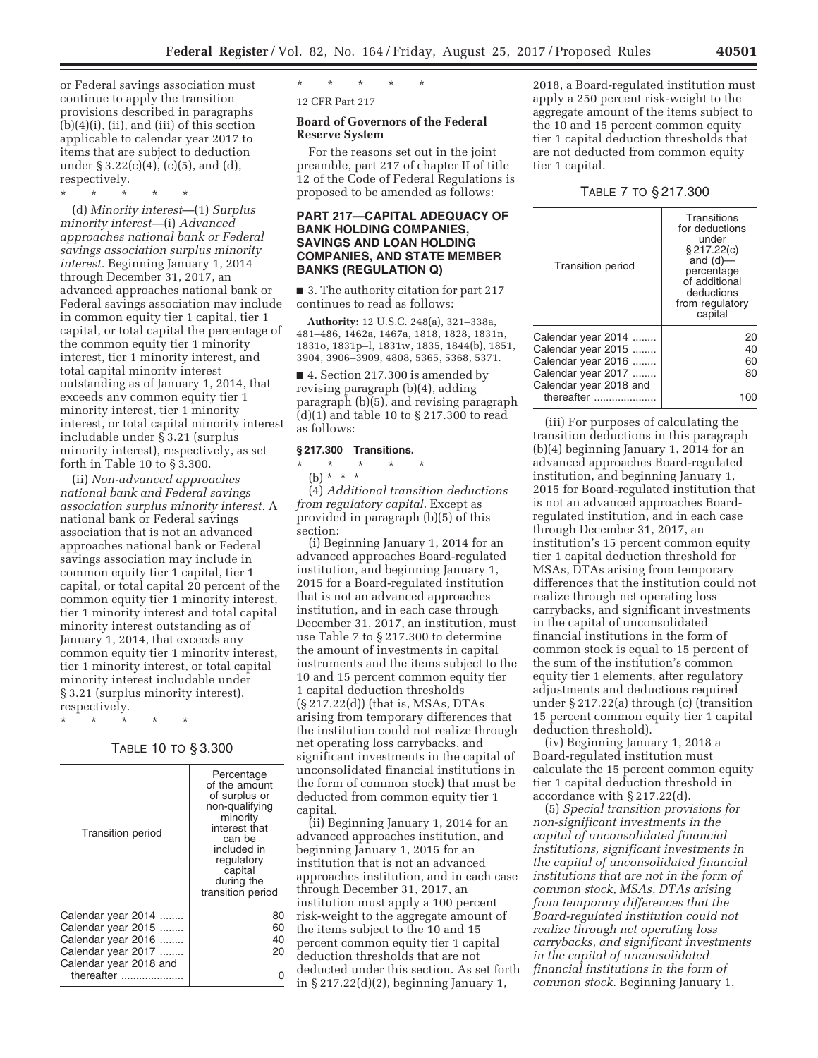or Federal savings association must continue to apply the transition provisions described in paragraphs (b)(4)(i), (ii), and (iii) of this section applicable to calendar year 2017 to items that are subject to deduction under § 3.22(c)(4), (c)(5), and (d), respectively.

\* \* \* \* \*

(d) *Minority interest*—(1) *Surplus minority interest*—(i) *Advanced approaches national bank or Federal savings association surplus minority interest.* Beginning January 1, 2014 through December 31, 2017, an advanced approaches national bank or Federal savings association may include in common equity tier 1 capital, tier 1 capital, or total capital the percentage of the common equity tier 1 minority interest, tier 1 minority interest, and total capital minority interest outstanding as of January 1, 2014, that exceeds any common equity tier 1 minority interest, tier 1 minority interest, or total capital minority interest includable under § 3.21 (surplus minority interest), respectively, as set forth in Table 10 to § 3.300.

(ii) *Non-advanced approaches national bank and Federal savings association surplus minority interest.* A national bank or Federal savings association that is not an advanced approaches national bank or Federal savings association may include in common equity tier 1 capital, tier 1 capital, or total capital 20 percent of the common equity tier 1 minority interest, tier 1 minority interest and total capital minority interest outstanding as of January 1, 2014, that exceeds any common equity tier 1 minority interest, tier 1 minority interest, or total capital minority interest includable under § 3.21 (surplus minority interest), respectively.

\* \* \* \* \*

TABLE 10 TO § 3.300

| Transition period | Percentage of the amount of surplus or non-qualifying minority interest that can be included in regulatory capital during the transition period |
|---|---|
| Calendar year 2014 | 80 |
| Calendar year 2015 | 60 |
| Calendar year 2016 | 40 |
| Calendar year 2017 | 20 |
| Calendar year 2018 and thereafter | 0 |

\* \* \* \* \*

12 CFR Part 217

**Board of Governors of the Federal Reserve System**

For the reasons set out in the joint preamble, part 217 of chapter II of title 12 of the Code of Federal Regulations is proposed to be amended as follows:

## PART 217—CAPITAL ADEQUACY OF BANK HOLDING COMPANIES, SAVINGS AND LOAN HOLDING COMPANIES, AND STATE MEMBER BANKS (REGULATION Q)

■ 3. The authority citation for part 217 continues to read as follows:

**Authority:** 12 U.S.C. 248(a), 321–338a, 481–486, 1462a, 1467a, 1818, 1828, 1831n, 1831o, 1831p–l, 1831w, 1835, 1844(b), 1851, 3904, 3906–3909, 4808, 5365, 5368, 5371.

■ 4. Section 217.300 is amended by revising paragraph (b)(4), adding paragraph (b)(5), and revising paragraph (d)(1) and table 10 to § 217.300 to read as follows:

### § 217.300 Transitions.

\* \* \* \* \*

(b) \* \* \*

(4) *Additional transition deductions from regulatory capital.* Except as provided in paragraph (b)(5) of this section:

(i) Beginning January 1, 2014 for an advanced approaches Board-regulated institution, and beginning January 1, 2015 for a Board-regulated institution that is not an advanced approaches institution, and in each case through December 31, 2017, an institution, must use Table 7 to § 217.300 to determine the amount of investments in capital instruments and the items subject to the 10 and 15 percent common equity tier 1 capital deduction thresholds (§ 217.22(d)) (that is, MSAs, DTAs arising from temporary differences that the institution could not realize through net operating loss carrybacks, and significant investments in the capital of unconsolidated financial institutions in the form of common stock) that must be deducted from common equity tier 1 capital.

(ii) Beginning January 1, 2014 for an advanced approaches institution, and beginning January 1, 2015 for an institution that is not an advanced approaches institution, and in each case through December 31, 2017, an institution must apply a 100 percent risk-weight to the aggregate amount of the items subject to the 10 and 15 percent common equity tier 1 capital deduction thresholds that are not deducted under this section. As set forth in § 217.22(d)(2), beginning January 1, 2018, a Board-regulated institution must apply a 250 percent risk-weight to the aggregate amount of the items subject to the 10 and 15 percent common equity tier 1 capital deduction thresholds that are not deducted from common equity tier 1 capital.

TABLE 7 TO § 217.300

| Transition period | Transitions for deductions under § 217.22(c) and (d)—percentage of additional deductions from regulatory capital |
|---|---|
| Calendar year 2014 | 20 |
| Calendar year 2015 | 40 |
| Calendar year 2016 | 60 |
| Calendar year 2017 | 80 |
| Calendar year 2018 and thereafter | 100 |

(iii) For purposes of calculating the transition deductions in this paragraph (b)(4) beginning January 1, 2014 for an advanced approaches Board-regulated institution, and beginning January 1, 2015 for Board-regulated institution that is not an advanced approaches Board-regulated institution, and in each case through December 31, 2017, an institution's 15 percent common equity tier 1 capital deduction threshold for MSAs, DTAs arising from temporary differences that the institution could not realize through net operating loss carrybacks, and significant investments in the capital of unconsolidated financial institutions in the form of common stock is equal to 15 percent of the sum of the institution's common equity tier 1 elements, after regulatory adjustments and deductions required under § 217.22(a) through (c) (transition 15 percent common equity tier 1 capital deduction threshold).

(iv) Beginning January 1, 2018 a Board-regulated institution must calculate the 15 percent common equity tier 1 capital deduction threshold in accordance with § 217.22(d).

(5) *Special transition provisions for non-significant investments in the capital of unconsolidated financial institutions, significant investments in the capital of unconsolidated financial institutions that are not in the form of common stock, MSAs, DTAs arising from temporary differences that the Board-regulated institution could not realize through net operating loss carrybacks, and significant investments in the capital of unconsolidated financial institutions in the form of common stock.* Beginning January 1,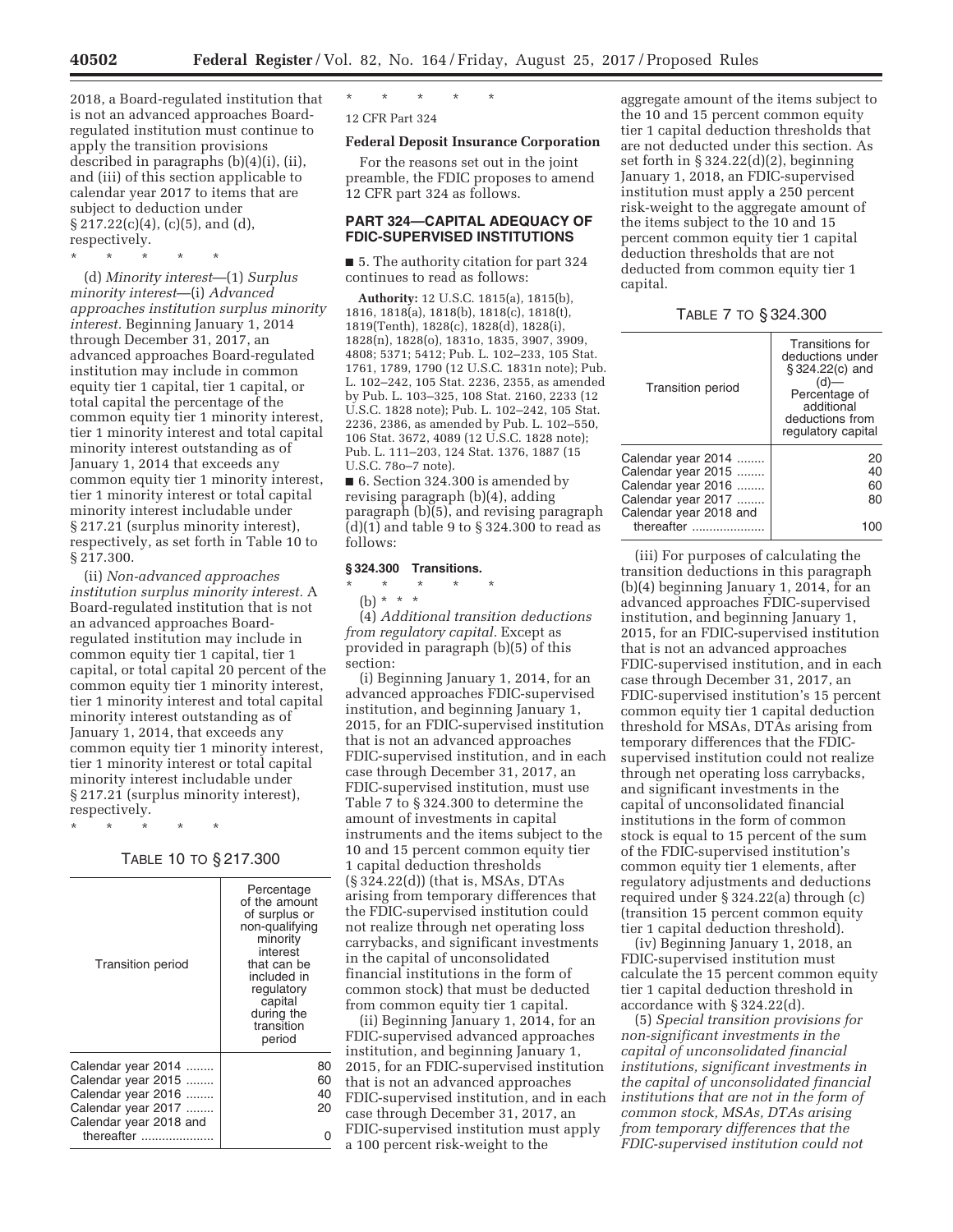2018, a Board-regulated institution that is not an advanced approaches Board-regulated institution must continue to apply the transition provisions described in paragraphs (b)(4)(i), (ii), and (iii) of this section applicable to calendar year 2017 to items that are subject to deduction under § 217.22(c)(4), (c)(5), and (d), respectively.

\* \* \* \* \*

(d) *Minority interest*—(1) *Surplus minority interest*—(i) *Advanced approaches institution surplus minority interest.* Beginning January 1, 2014 through December 31, 2017, an advanced approaches Board-regulated institution may include in common equity tier 1 capital, tier 1 capital, or total capital the percentage of the common equity tier 1 minority interest, tier 1 minority interest and total capital minority interest outstanding as of January 1, 2014 that exceeds any common equity tier 1 minority interest, tier 1 minority interest or total capital minority interest includable under § 217.21 (surplus minority interest), respectively, as set forth in Table 10 to § 217.300.

(ii) *Non-advanced approaches institution surplus minority interest.* A Board-regulated institution that is not an advanced approaches Board-regulated institution may include in common equity tier 1 capital, tier 1 capital, or total capital 20 percent of the common equity tier 1 minority interest, tier 1 minority interest and total capital minority interest outstanding as of January 1, 2014, that exceeds any common equity tier 1 minority interest, tier 1 minority interest or total capital minority interest includable under § 217.21 (surplus minority interest), respectively.

\* \* \* \* \*

TABLE 10 TO § 217.300

| Transition period | Percentage of the amount of surplus or non-qualifying minority interest that can be included in regulatory capital during the transition period |
|---|---|
| Calendar year 2014 | 80 |
| Calendar year 2015 | 60 |
| Calendar year 2016 | 40 |
| Calendar year 2017 | 20 |
| Calendar year 2018 and thereafter | 0 |

\* \* \* \* \*

12 CFR Part 324

**Federal Deposit Insurance Corporation**

For the reasons set out in the joint preamble, the FDIC proposes to amend 12 CFR part 324 as follows.

## PART 324—CAPITAL ADEQUACY OF FDIC-SUPERVISED INSTITUTIONS

■ 5. The authority citation for part 324 continues to read as follows:

**Authority:** 12 U.S.C. 1815(a), 1815(b), 1816, 1818(a), 1818(b), 1818(c), 1818(t), 1819(Tenth), 1828(c), 1828(d), 1828(i), 1828(n), 1828(o), 1831o, 1835, 3907, 3909, 4808; 5371; 5412; Pub. L. 102–233, 105 Stat. 1761, 1789, 1790 (12 U.S.C. 1831n note); Pub. L. 102–242, 105 Stat. 2236, 2355, as amended by Pub. L. 103–325, 108 Stat. 2160, 2233 (12 U.S.C. 1828 note); Pub. L. 102–242, 105 Stat. 2236, 2386, as amended by Pub. L. 102–550, 106 Stat. 3672, 4089 (12 U.S.C. 1828 note); Pub. L. 111–203, 124 Stat. 1376, 1887 (15 U.S.C. 78o–7 note).

■ 6. Section 324.300 is amended by revising paragraph (b)(4), adding paragraph (b)(5), and revising paragraph (d)(1) and table 9 to § 324.300 to read as follows:

### § 324.300 Transitions.

\* \* \* \* \*

(b) \* \* \*

(4) *Additional transition deductions from regulatory capital.* Except as provided in paragraph (b)(5) of this section:

(i) Beginning January 1, 2014, for an advanced approaches FDIC-supervised institution, and beginning January 1, 2015, for an FDIC-supervised institution that is not an advanced approaches FDIC-supervised institution, and in each case through December 31, 2017, an FDIC-supervised institution, must use Table 7 to § 324.300 to determine the amount of investments in capital instruments and the items subject to the 10 and 15 percent common equity tier 1 capital deduction thresholds (§ 324.22(d)) (that is, MSAs, DTAs arising from temporary differences that the FDIC-supervised institution could not realize through net operating loss carrybacks, and significant investments in the capital of unconsolidated financial institutions in the form of common stock) that must be deducted from common equity tier 1 capital.

(ii) Beginning January 1, 2014, for an FDIC-supervised advanced approaches institution, and beginning January 1, 2015, for an FDIC-supervised institution that is not an advanced approaches FDIC-supervised institution, and in each case through December 31, 2017, an FDIC-supervised institution must apply a 100 percent risk-weight to the aggregate amount of the items subject to the 10 and 15 percent common equity tier 1 capital deduction thresholds that are not deducted under this section. As set forth in § 324.22(d)(2), beginning January 1, 2018, an FDIC-supervised institution must apply a 250 percent risk-weight to the aggregate amount of the items subject to the 10 and 15 percent common equity tier 1 capital deduction thresholds that are not deducted from common equity tier 1 capital.

TABLE 7 TO § 324.300

| Transition period | Transitions for deductions under § 324.22(c) and (d)—Percentage of additional deductions from regulatory capital |
|---|---|
| Calendar year 2014 | 20 |
| Calendar year 2015 | 40 |
| Calendar year 2016 | 60 |
| Calendar year 2017 | 80 |
| Calendar year 2018 and thereafter | 100 |

(iii) For purposes of calculating the transition deductions in this paragraph (b)(4) beginning January 1, 2014, for an advanced approaches FDIC-supervised institution, and beginning January 1, 2015, for an FDIC-supervised institution that is not an advanced approaches FDIC-supervised institution, and in each case through December 31, 2017, an FDIC-supervised institution's 15 percent common equity tier 1 capital deduction threshold for MSAs, DTAs arising from temporary differences that the FDIC-supervised institution could not realize through net operating loss carrybacks, and significant investments in the capital of unconsolidated financial institutions in the form of common stock is equal to 15 percent of the sum of the FDIC-supervised institution's common equity tier 1 elements, after regulatory adjustments and deductions required under § 324.22(a) through (c) (transition 15 percent common equity tier 1 capital deduction threshold).

(iv) Beginning January 1, 2018, an FDIC-supervised institution must calculate the 15 percent common equity tier 1 capital deduction threshold in accordance with § 324.22(d).

(5) *Special transition provisions for non-significant investments in the capital of unconsolidated financial institutions, significant investments in the capital of unconsolidated financial institutions that are not in the form of common stock, MSAs, DTAs arising from temporary differences that the FDIC-supervised institution could not*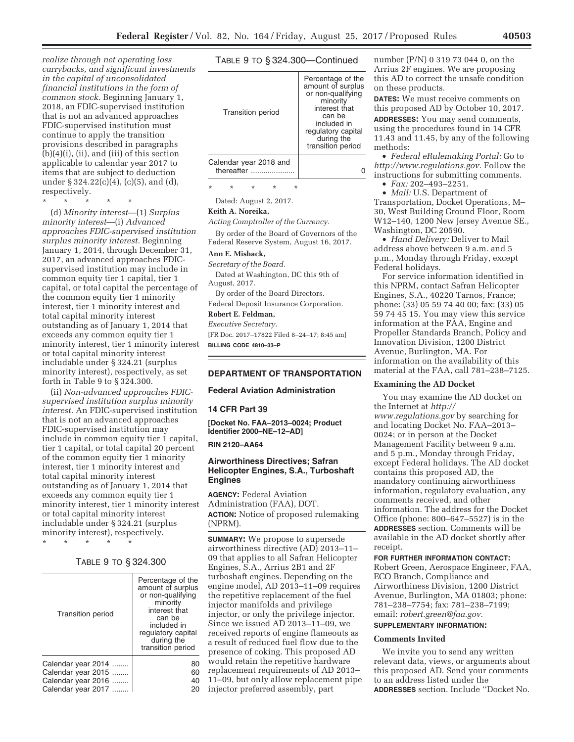*realize through net operating loss carrybacks, and significant investments in the capital of unconsolidated financial institutions in the form of common stock.* Beginning January 1, 2018, an FDIC-supervised institution that is not an advanced approaches FDIC-supervised institution must continue to apply the transition provisions described in paragraphs (b)(4)(i), (ii), and (iii) of this section applicable to calendar year 2017 to items that are subject to deduction under § 324.22(c)(4), (c)(5), and (d), respectively.

\* \* \* \* \*

(d) *Minority interest*—(1) *Surplus minority interest*—(i) *Advanced approaches FDIC-supervised institution surplus minority interest.* Beginning January 1, 2014, through December 31, 2017, an advanced approaches FDIC-supervised institution may include in common equity tier 1 capital, tier 1 capital, or total capital the percentage of the common equity tier 1 minority interest, tier 1 minority interest and total capital minority interest outstanding as of January 1, 2014 that exceeds any common equity tier 1 minority interest, tier 1 minority interest or total capital minority interest includable under § 324.21 (surplus minority interest), respectively, as set forth in Table 9 to § 324.300.

(ii) *Non-advanced approaches FDIC-supervised institution surplus minority interest.* An FDIC-supervised institution that is not an advanced approaches FDIC-supervised institution may include in common equity tier 1 capital, tier 1 capital, or total capital 20 percent of the common equity tier 1 minority interest, tier 1 minority interest and total capital minority interest outstanding as of January 1, 2014 that exceeds any common equity tier 1 minority interest, tier 1 minority interest or total capital minority interest includable under § 324.21 (surplus minority interest), respectively.

\* \* \* \* \*

TABLE 9 TO § 324.300

| Transition period | Percentage of the amount of surplus or non-qualifying minority interest that can be included in regulatory capital during the transition period |
|---|---|
| Calendar year 2014 | 80 |
| Calendar year 2015 | 60 |
| Calendar year 2016 | 40 |
| Calendar year 2017 | 20 |
| Calendar year 2018 and thereafter | 0 |

\* \* \* \* \*

Dated: August 2, 2017.

**Keith A. Noreika,**

*Acting Comptroller of the Currency.*

By order of the Board of Governors of the Federal Reserve System, August 16, 2017.

**Ann E. Misback,**

*Secretary of the Board.*

Dated at Washington, DC this 9th of August, 2017.

By order of the Board Directors.

Federal Deposit Insurance Corporation.

**Robert E. Feldman,**

*Executive Secretary.*

[FR Doc. 2017–17822 Filed 8–24–17; 8:45 am]

**BILLING CODE 4810–33–P**

## DEPARTMENT OF TRANSPORTATION

### Federal Aviation Administration

### 14 CFR Part 39

**[Docket No. FAA–2013–0024; Product Identifier 2000–NE–12–AD]**

**RIN 2120–AA64**

### Airworthiness Directives; Safran Helicopter Engines, S.A., Turboshaft Engines

**AGENCY:** Federal Aviation Administration (FAA), DOT.

**ACTION:** Notice of proposed rulemaking (NPRM).

**SUMMARY:** We propose to supersede airworthiness directive (AD) 2013–11–09 that applies to all Safran Helicopter Engines, S.A., Arrius 2B1 and 2F turboshaft engines. Depending on the engine model, AD 2013–11–09 requires the repetitive replacement of the fuel injector manifolds and privilege injector, or only the privilege injector. Since we issued AD 2013–11–09, we received reports of engine flameouts as a result of reduced fuel flow due to the presence of coking. This proposed AD would retain the repetitive hardware replacement requirements of AD 2013–11–09, but only allow replacement pipe injector preferred assembly, part number (P/N) 0 319 73 044 0, on the Arrius 2F engines. We are proposing this AD to correct the unsafe condition on these products.

**DATES:** We must receive comments on this proposed AD by October 10, 2017.

**ADDRESSES:** You may send comments, using the procedures found in 14 CFR 11.43 and 11.45, by any of the following methods:

- *Federal eRulemaking Portal:* Go to *http://www.regulations.gov.* Follow the instructions for submitting comments.
- *Fax:* 202–493–2251.
- *Mail:* U.S. Department of Transportation, Docket Operations, M–30, West Building Ground Floor, Room W12–140, 1200 New Jersey Avenue SE., Washington, DC 20590.
- *Hand Delivery:* Deliver to Mail address above between 9 a.m. and 5 p.m., Monday through Friday, except Federal holidays.

For service information identified in this NPRM, contact Safran Helicopter Engines, S.A., 40220 Tarnos, France; phone: (33) 05 59 74 40 00; fax: (33) 05 59 74 45 15. You may view this service information at the FAA, Engine and Propeller Standards Branch, Policy and Innovation Division, 1200 District Avenue, Burlington, MA. For information on the availability of this material at the FAA, call 781–238–7125.

#### Examining the AD Docket

You may examine the AD docket on the Internet at *http://www.regulations.gov* by searching for and locating Docket No. FAA–2013–0024; or in person at the Docket Management Facility between 9 a.m. and 5 p.m., Monday through Friday, except Federal holidays. The AD docket contains this proposed AD, the mandatory continuing airworthiness information, regulatory evaluation, any comments received, and other information. The address for the Docket Office (phone: 800–647–5527) is in the **ADDRESSES** section. Comments will be available in the AD docket shortly after receipt.

**FOR FURTHER INFORMATION CONTACT:** Robert Green, Aerospace Engineer, FAA, ECO Branch, Compliance and Airworthiness Division, 1200 District Avenue, Burlington, MA 01803; phone: 781–238–7754; fax: 781–238–7199; email: *robert.green@faa.gov.*

**SUPPLEMENTARY INFORMATION:**

#### Comments Invited

We invite you to send any written relevant data, views, or arguments about this proposed AD. Send your comments to an address listed under the **ADDRESSES** section. Include ''Docket No.